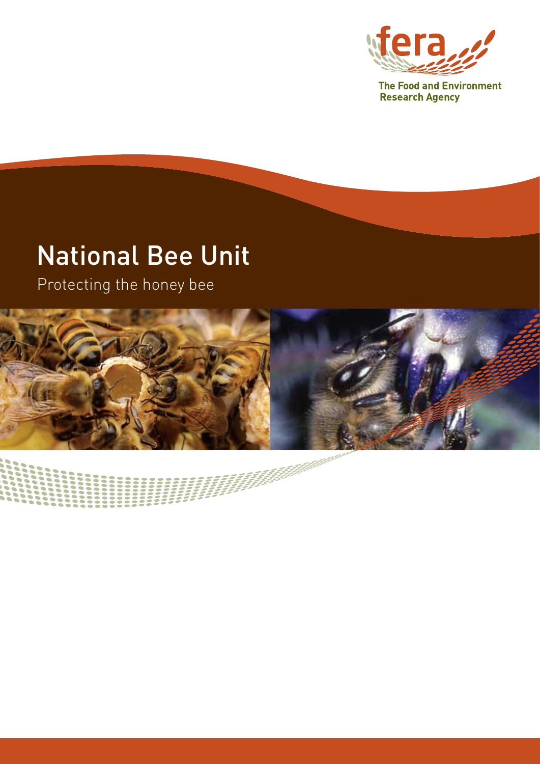fera

The Food and Environment Research Agency

# National Bee Unit

Protecting the honey bee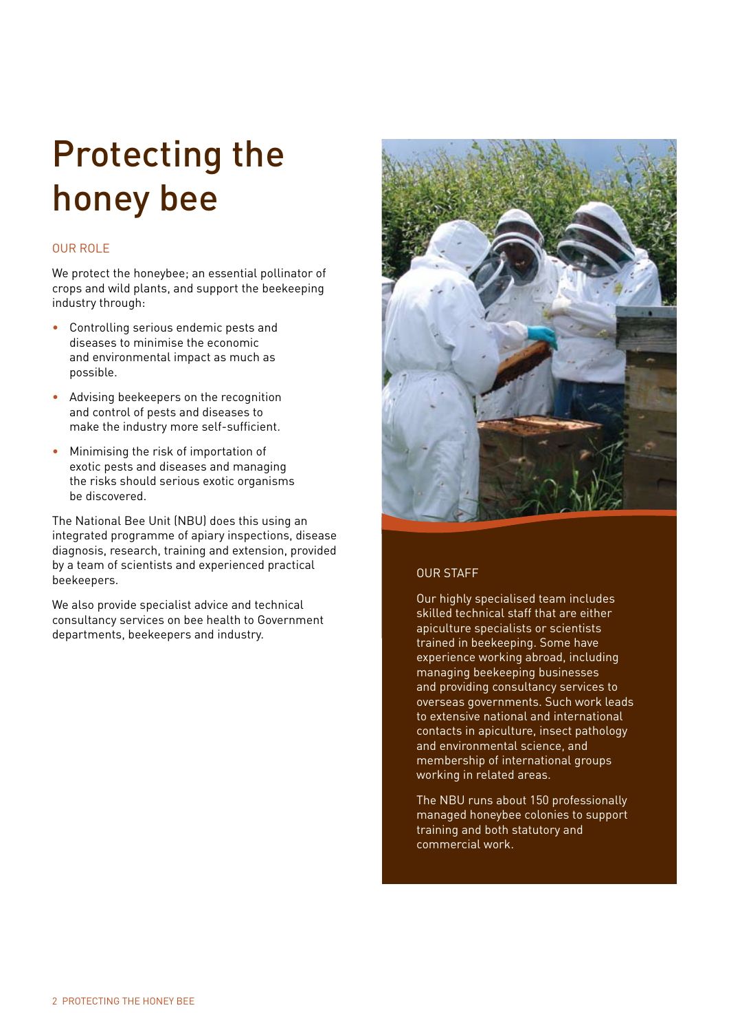# Protecting the honey bee

## OUR ROLE

We protect the honeybee; an essential pollinator of crops and wild plants, and support the beekeeping industry through:

- Controlling serious endemic pests and diseases to minimise the economic and environmental impact as much as possible.
- Advising beekeepers on the recognition and control of pests and diseases to make the industry more self-sufficient.
- Minimising the risk of importation of exotic pests and diseases and managing the risks should serious exotic organisms be discovered.

The National Bee Unit (NBU) does this using an integrated programme of apiary inspections, disease diagnosis, research, training and extension, provided by a team of scientists and experienced practical beekeepers.

We also provide specialist advice and technical consultancy services on bee health to Government departments, beekeepers and industry.

## OUR STAFF

Our highly specialised team includes skilled technical staff that are either apiculture specialists or scientists trained in beekeeping. Some have experience working abroad, including managing beekeeping businesses and providing consultancy services to overseas governments. Such work leads to extensive national and international contacts in apiculture, insect pathology and environmental science, and membership of international groups working in related areas.

The NBU runs about 150 professionally managed honeybee colonies to support training and both statutory and commercial work.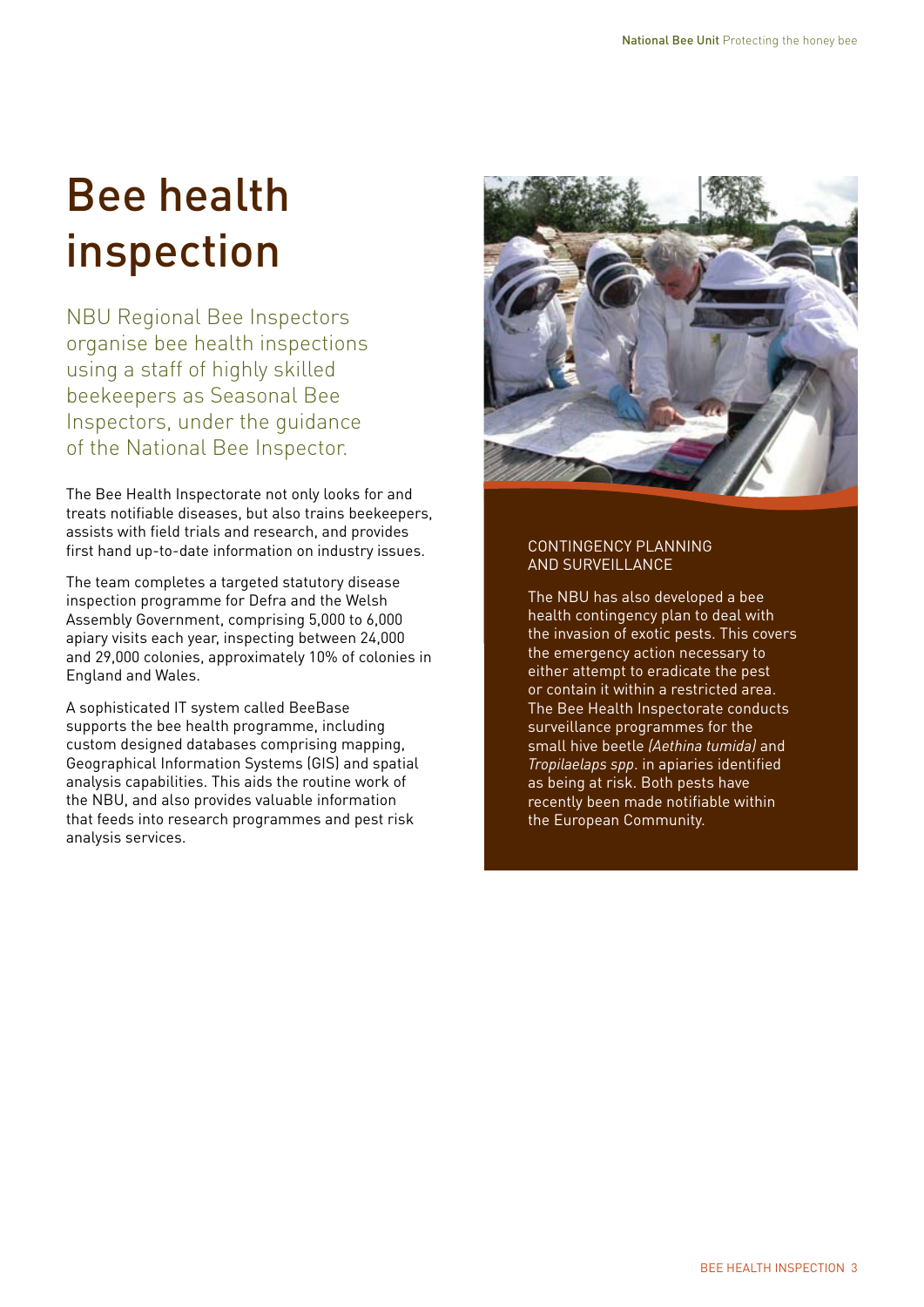# Bee health inspection

NBU Regional Bee Inspectors organise bee health inspections using a staff of highly skilled beekeepers as Seasonal Bee Inspectors, under the guidance of the National Bee Inspector.

The Bee Health Inspectorate not only looks for and treats notifiable diseases, but also trains beekeepers, assists with field trials and research, and provides first hand up-to-date information on industry issues.

The team completes a targeted statutory disease inspection programme for Defra and the Welsh Assembly Government, comprising 5,000 to 6,000 apiary visits each year, inspecting between 24,000 and 29,000 colonies, approximately 10% of colonies in England and Wales.

A sophisticated IT system called BeeBase supports the bee health programme, including custom designed databases comprising mapping, Geographical Information Systems (GIS) and spatial analysis capabilities. This aids the routine work of the NBU, and also provides valuable information that feeds into research programmes and pest risk analysis services.

## CONTINGENCY PLANNING AND SURVEILLANCE

The NBU has also developed a bee health contingency plan to deal with the invasion of exotic pests. This covers the emergency action necessary to either attempt to eradicate the pest or contain it within a restricted area. The Bee Health Inspectorate conducts surveillance programmes for the small hive beetle *(Aethina tumida)* and *Tropilaelaps spp.* in apiaries identified as being at risk. Both pests have recently been made notifiable within the European Community.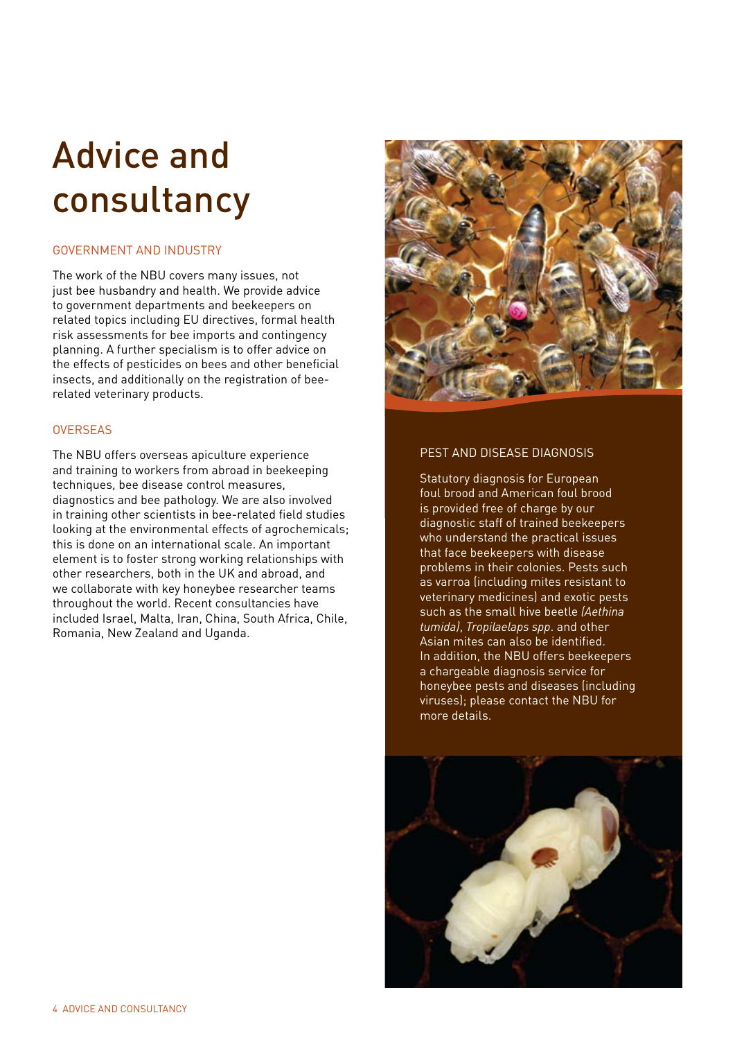# Advice and consultancy

## GOVERNMENT AND INDUSTRY

The work of the NBU covers many issues, not just bee husbandry and health. We provide advice to government departments and beekeepers on related topics including EU directives, formal health risk assessments for bee imports and contingency planning. A further specialism is to offer advice on the effects of pesticides on bees and other beneficial insects, and additionally on the registration of bee-related veterinary products.

## OVERSEAS

The NBU offers overseas apiculture experience and training to workers from abroad in beekeeping techniques, bee disease control measures, diagnostics and bee pathology. We are also involved in training other scientists in bee-related field studies looking at the environmental effects of agrochemicals; this is done on an international scale. An important element is to foster strong working relationships with other researchers, both in the UK and abroad, and we collaborate with key honeybee researcher teams throughout the world. Recent consultancies have included Israel, Malta, Iran, China, South Africa, Chile, Romania, New Zealand and Uganda.

## PEST AND DISEASE DIAGNOSIS

Statutory diagnosis for European foul brood and American foul brood is provided free of charge by our diagnostic staff of trained beekeepers who understand the practical issues that face beekeepers with disease problems in their colonies. Pests such as varroa (including mites resistant to veterinary medicines) and exotic pests such as the small hive beetle *(Aethina tumida)*, *Tropilaelaps spp*. and other Asian mites can also be identified. In addition, the NBU offers beekeepers a chargeable diagnosis service for honeybee pests and diseases (including viruses); please contact the NBU for more details.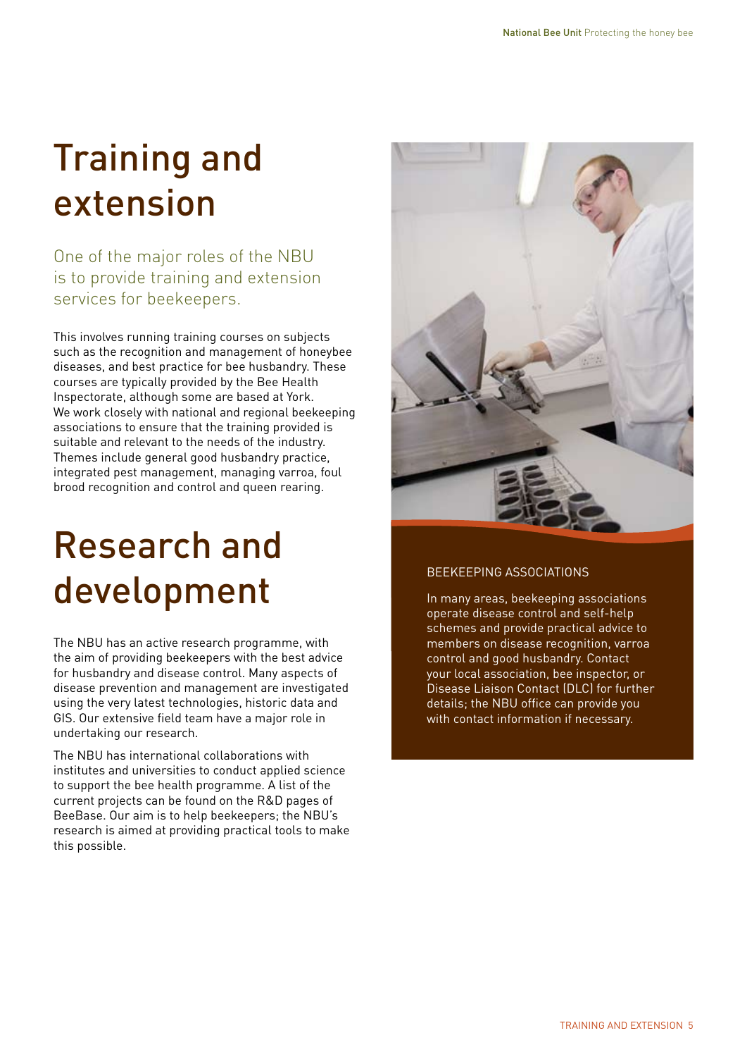# Training and extension

One of the major roles of the NBU is to provide training and extension services for beekeepers.

This involves running training courses on subjects such as the recognition and management of honeybee diseases, and best practice for bee husbandry. These courses are typically provided by the Bee Health Inspectorate, although some are based at York. We work closely with national and regional beekeeping associations to ensure that the training provided is suitable and relevant to the needs of the industry. Themes include general good husbandry practice, integrated pest management, managing varroa, foul brood recognition and control and queen rearing.

# Research and development

The NBU has an active research programme, with the aim of providing beekeepers with the best advice for husbandry and disease control. Many aspects of disease prevention and management are investigated using the very latest technologies, historic data and GIS. Our extensive field team have a major role in undertaking our research.

The NBU has international collaborations with institutes and universities to conduct applied science to support the bee health programme. A list of the current projects can be found on the R&D pages of BeeBase. Our aim is to help beekeepers; the NBU's research is aimed at providing practical tools to make this possible.

## BEEKEEPING ASSOCIATIONS

In many areas, beekeeping associations operate disease control and self-help schemes and provide practical advice to members on disease recognition, varroa control and good husbandry. Contact your local association, bee inspector, or Disease Liaison Contact (DLC) for further details; the NBU office can provide you with contact information if necessary.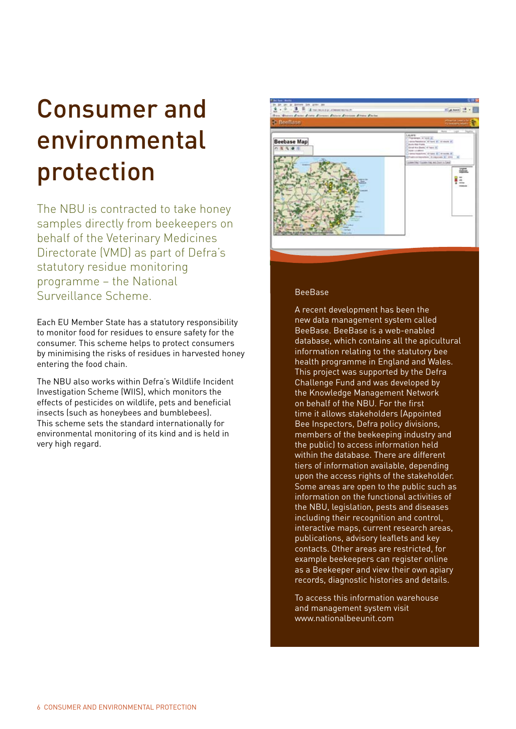# Consumer and environmental protection

The NBU is contracted to take honey samples directly from beekeepers on behalf of the Veterinary Medicines Directorate (VMD) as part of Defra's statutory residue monitoring programme – the National Surveillance Scheme.

Each EU Member State has a statutory responsibility to monitor food for residues to ensure safety for the consumer. This scheme helps to protect consumers by minimising the risks of residues in harvested honey entering the food chain.

The NBU also works within Defra's Wildlife Incident Investigation Scheme (WIIS), which monitors the effects of pesticides on wildlife, pets and beneficial insects (such as honeybees and bumblebees). This scheme sets the standard internationally for environmental monitoring of its kind and is held in very high regard.

## BeeBase

A recent development has been the new data management system called BeeBase. BeeBase is a web-enabled database, which contains all the apicultural information relating to the statutory bee health programme in England and Wales. This project was supported by the Defra Challenge Fund and was developed by the Knowledge Management Network on behalf of the NBU. For the first time it allows stakeholders (Appointed Bee Inspectors, Defra policy divisions, members of the beekeeping industry and the public) to access information held within the database. There are different tiers of information available, depending upon the access rights of the stakeholder. Some areas are open to the public such as information on the functional activities of the NBU, legislation, pests and diseases including their recognition and control, interactive maps, current research areas, publications, advisory leaflets and key contacts. Other areas are restricted, for example beekeepers can register online as a Beekeeper and view their own apiary records, diagnostic histories and details.

To access this information warehouse and management system visit www.nationalbeeunit.com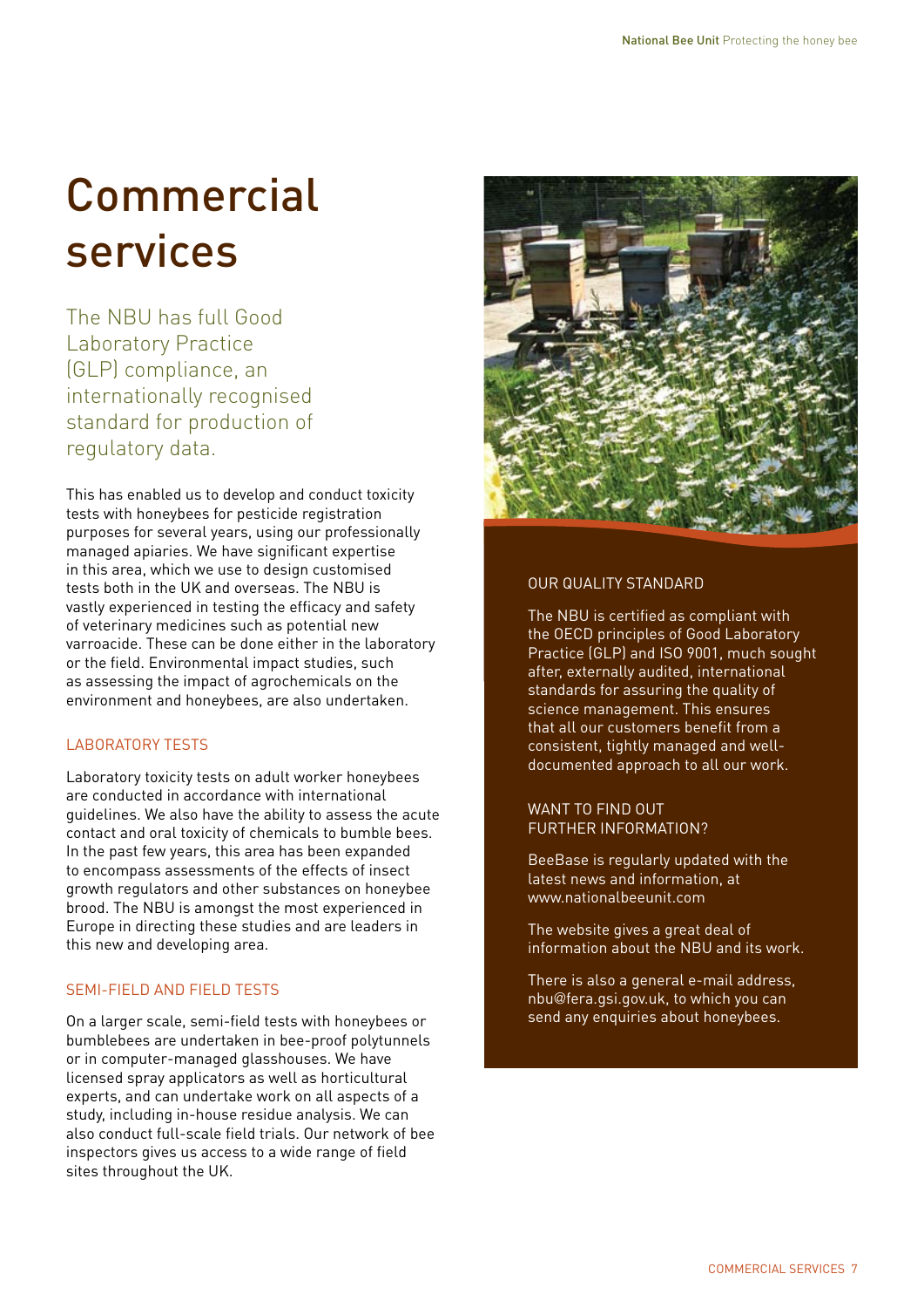# Commercial services

The NBU has full Good Laboratory Practice (GLP) compliance, an internationally recognised standard for production of regulatory data.

This has enabled us to develop and conduct toxicity tests with honeybees for pesticide registration purposes for several years, using our professionally managed apiaries. We have significant expertise in this area, which we use to design customised tests both in the UK and overseas. The NBU is vastly experienced in testing the efficacy and safety of veterinary medicines such as potential new varroacide. These can be done either in the laboratory or the field. Environmental impact studies, such as assessing the impact of agrochemicals on the environment and honeybees, are also undertaken.

## LABORATORY TESTS

Laboratory toxicity tests on adult worker honeybees are conducted in accordance with international guidelines. We also have the ability to assess the acute contact and oral toxicity of chemicals to bumble bees. In the past few years, this area has been expanded to encompass assessments of the effects of insect growth regulators and other substances on honeybee brood. The NBU is amongst the most experienced in Europe in directing these studies and are leaders in this new and developing area.

## SEMI-FIELD AND FIELD TESTS

On a larger scale, semi-field tests with honeybees or bumblebees are undertaken in bee-proof polytunnels or in computer-managed glasshouses. We have licensed spray applicators as well as horticultural experts, and can undertake work on all aspects of a study, including in-house residue analysis. We can also conduct full-scale field trials. Our network of bee inspectors gives us access to a wide range of field sites throughout the UK.

## OUR QUALITY STANDARD

The NBU is certified as compliant with the OECD principles of Good Laboratory Practice (GLP) and ISO 9001, much sought after, externally audited, international standards for assuring the quality of science management. This ensures that all our customers benefit from a consistent, tightly managed and well-documented approach to all our work.

## WANT TO FIND OUT FURTHER INFORMATION?

BeeBase is regularly updated with the latest news and information, at www.nationalbeeunit.com

The website gives a great deal of information about the NBU and its work.

There is also a general e-mail address, nbu@fera.gsi.gov.uk, to which you can send any enquiries about honeybees.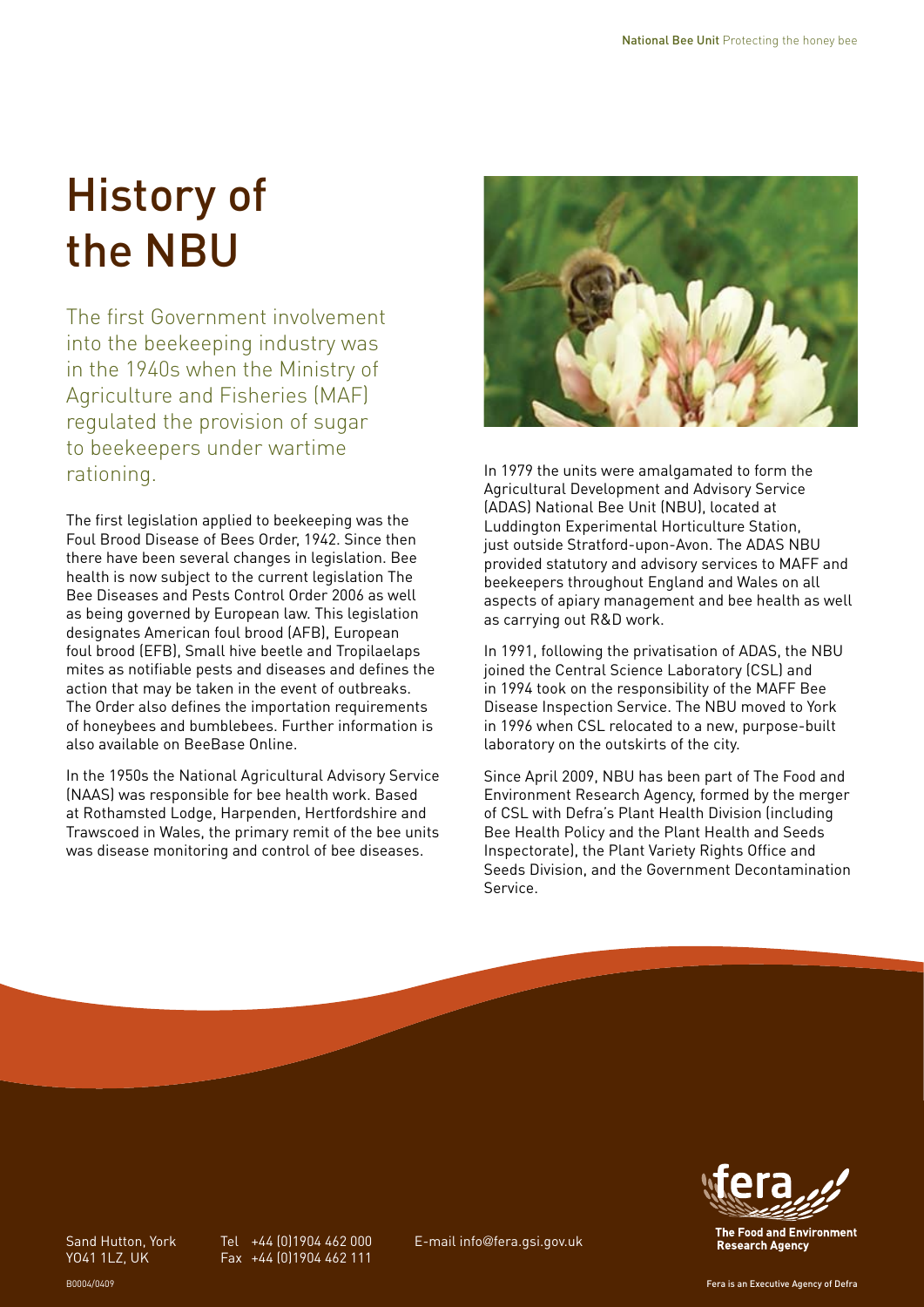# History of the NBU

The first Government involvement into the beekeeping industry was in the 1940s when the Ministry of Agriculture and Fisheries (MAF) regulated the provision of sugar to beekeepers under wartime rationing.

The first legislation applied to beekeeping was the Foul Brood Disease of Bees Order, 1942. Since then there have been several changes in legislation. Bee health is now subject to the current legislation The Bee Diseases and Pests Control Order 2006 as well as being governed by European law. This legislation designates American foul brood (AFB), European foul brood (EFB), Small hive beetle and Tropilaelaps mites as notifiable pests and diseases and defines the action that may be taken in the event of outbreaks. The Order also defines the importation requirements of honeybees and bumblebees. Further information is also available on BeeBase Online.

In the 1950s the National Agricultural Advisory Service (NAAS) was responsible for bee health work. Based at Rothamsted Lodge, Harpenden, Hertfordshire and Trawscoed in Wales, the primary remit of the bee units was disease monitoring and control of bee diseases.

In 1979 the units were amalgamated to form the Agricultural Development and Advisory Service (ADAS) National Bee Unit (NBU), located at Luddington Experimental Horticulture Station, just outside Stratford-upon-Avon. The ADAS NBU provided statutory and advisory services to MAFF and beekeepers throughout England and Wales on all aspects of apiary management and bee health as well as carrying out R&D work.

In 1991, following the privatisation of ADAS, the NBU joined the Central Science Laboratory (CSL) and in 1994 took on the responsibility of the MAFF Bee Disease Inspection Service. The NBU moved to York in 1996 when CSL relocated to a new, purpose-built laboratory on the outskirts of the city.

Since April 2009, NBU has been part of The Food and Environment Research Agency, formed by the merger of CSL with Defra's Plant Health Division (including Bee Health Policy and the Plant Health and Seeds Inspectorate), the Plant Variety Rights Office and Seeds Division, and the Government Decontamination Service.

Sand Hutton, York
YO41 1LZ, UK

Tel +44 (0)1904 462 000
Fax +44 (0)1904 462 111

E-mail info@fera.gsi.gov.uk

**The Food and Environment Research Agency**

B0004/0409

Fera is an Executive Agency of Defra